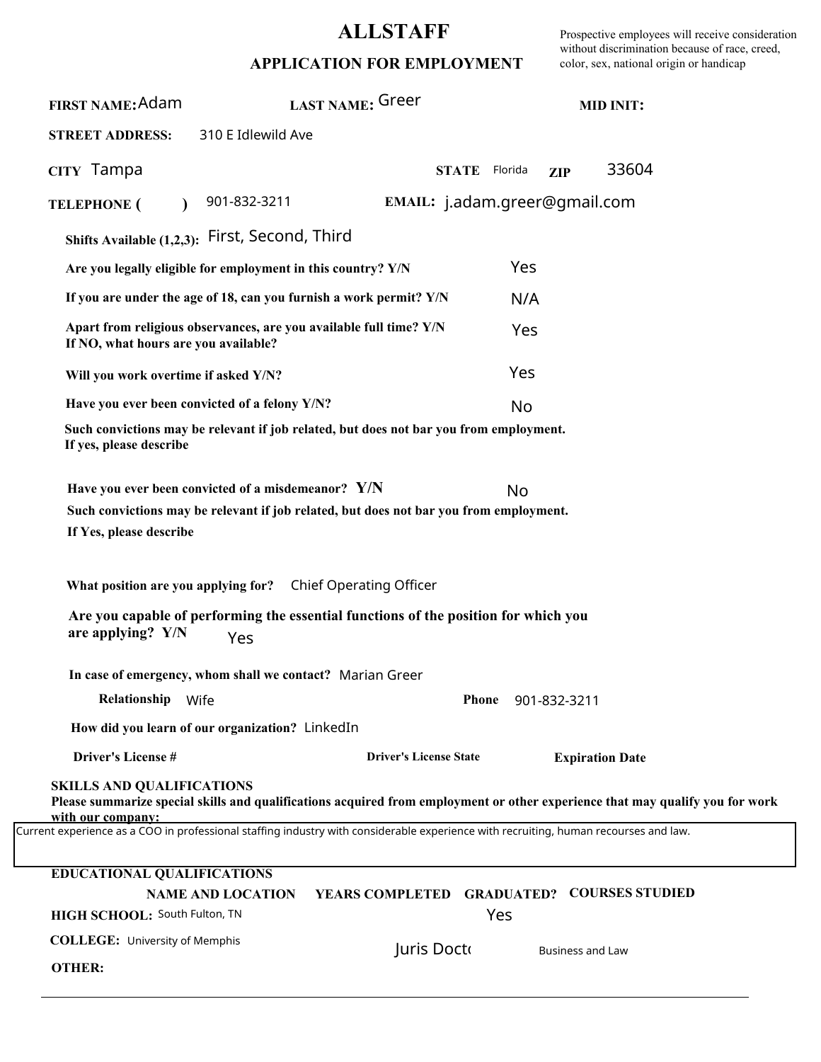# ALLSTAFF

## APPLICATION FOR EMPLOYMENT

Prospective employees will receive consideration without discrimination because of race, creed, color, sex, national origin or handicap

**FIRST NAME:** Adam **LAST NAME:** Greer **MID INIT:**

**STREET ADDRESS:** 310 E Idlewild Ave

**CITY** Tampa **STATE** Florida **ZIP** 33604

**TELEPHONE ( )** 901-832-3211 **EMAIL:** j.adam.greer@gmail.com

**Shifts Available (1,2,3):** First, Second, Third

**Are you legally eligible for employment in this country? Y/N** Yes

**If you are under the age of 18, can you furnish a work permit? Y/N** N/A

**Apart from religious observances, are you available full time? Y/N** Yes
**If NO, what hours are you available?**

**Will you work overtime if asked Y/N?** Yes

**Have you ever been convicted of a felony Y/N?** No

**Such convictions may be relevant if job related, but does not bar you from employment.**
**If yes, please describe**

**Have you ever been convicted of a misdemeanor? Y/N** No

**Such convictions may be relevant if job related, but does not bar you from employment.**
**If Yes, please describe**

**What position are you applying for?** Chief Operating Officer

**Are you capable of performing the essential functions of the position for which you are applying? Y/N** Yes

**In case of emergency, whom shall we contact?** Marian Greer

**Relationship** Wife **Phone** 901-832-3211

**How did you learn of our organization?** LinkedIn

**Driver's License #** **Driver's License State** **Expiration Date**

### SKILLS AND QUALIFICATIONS

**Please summarize special skills and qualifications acquired from employment or other experience that may qualify you for work with our company:**

Current experience as a COO in professional staffing industry with considerable experience with recruiting, human recourses and law.

### EDUCATIONAL QUALIFICATIONS

| | NAME AND LOCATION | YEARS COMPLETED | GRADUATED? | COURSES STUDIED |
|---|---|---|---|---|
| **HIGH SCHOOL:** | South Fulton, TN | | Yes | |
| **COLLEGE:** | University of Memphis | Juris Docto | | Business and Law |
| **OTHER:** | | | | |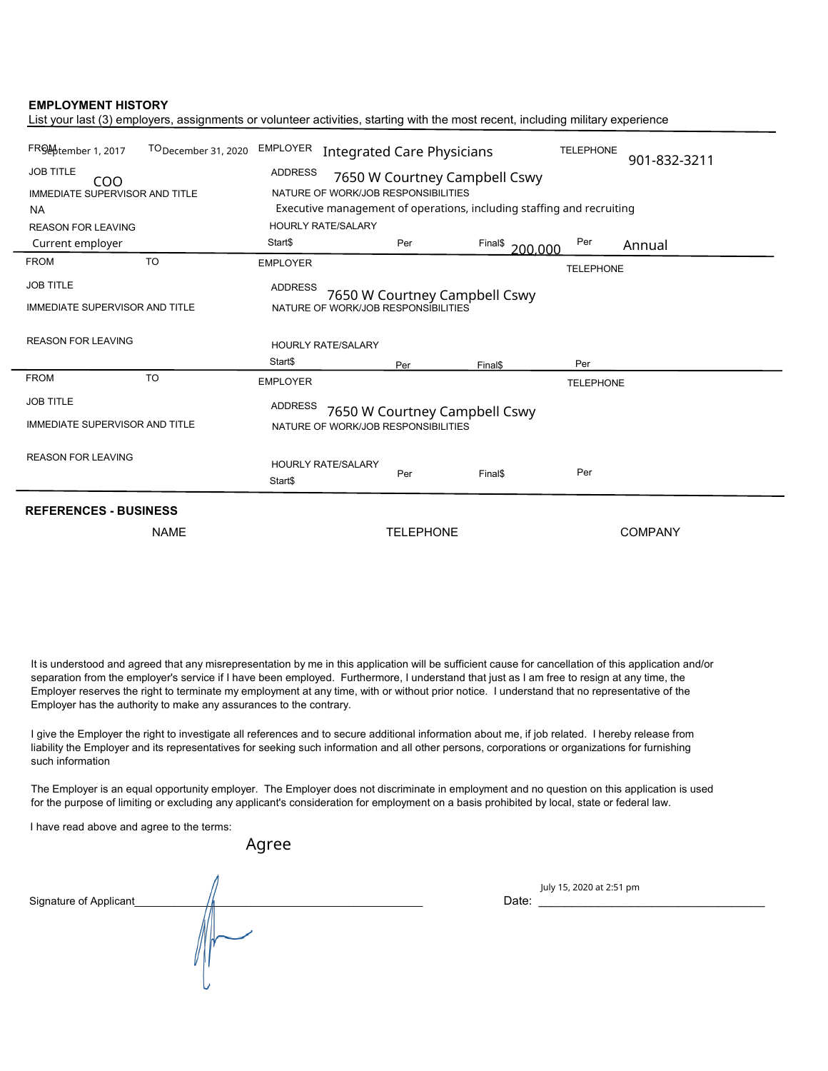## EMPLOYMENT HISTORY

List your last (3) employers, assignments or volunteer activities, starting with the most recent, including military experience

FROM September 1, 2017 TO December 31, 2020 EMPLOYER Integrated Care Physicians TELEPHONE 901-832-3211

JOB TITLE COO

ADDRESS 7650 W Courtney Campbell Cswy

IMMEDIATE SUPERVISOR AND TITLE NA

NATURE OF WORK/JOB RESPONSIBILITIES Executive management of operations, including staffing and recruiting

REASON FOR LEAVING Current employer

HOURLY RATE/SALARY Start$ Per Final$ 200,000 Per Annual

---

FROM TO EMPLOYER TELEPHONE

JOB TITLE

ADDRESS 7650 W Courtney Campbell Cswy

IMMEDIATE SUPERVISOR AND TITLE

NATURE OF WORK/JOB RESPONSIBILITIES

REASON FOR LEAVING

HOURLY RATE/SALARY Start$ Per Final$ Per

---

FROM TO EMPLOYER TELEPHONE

JOB TITLE

ADDRESS 7650 W Courtney Campbell Cswy

IMMEDIATE SUPERVISOR AND TITLE

NATURE OF WORK/JOB RESPONSIBILITIES

REASON FOR LEAVING

HOURLY RATE/SALARY Start$ Per Final$ Per

---

## REFERENCES - BUSINESS

| NAME | TELEPHONE | COMPANY |
|---|---|---|
| | | |

It is understood and agreed that any misrepresentation by me in this application will be sufficient cause for cancellation of this application and/or separation from the employer's service if I have been employed. Furthermore, I understand that just as I am free to resign at any time, the Employer reserves the right to terminate my employment at any time, with or without prior notice. I understand that no representative of the Employer has the authority to make any assurances to the contrary.

I give the Employer the right to investigate all references and to secure additional information about me, if job related. I hereby release from liability the Employer and its representatives for seeking such information and all other persons, corporations or organizations for furnishing such information

The Employer is an equal opportunity employer. The Employer does not discriminate in employment and no question on this application is used for the purpose of limiting or excluding any applicant's consideration for employment on a basis prohibited by local, state or federal law.

I have read above and agree to the terms: Agree

Signature of Applicant_______________ Date: July 15, 2020 at 2:51 pm